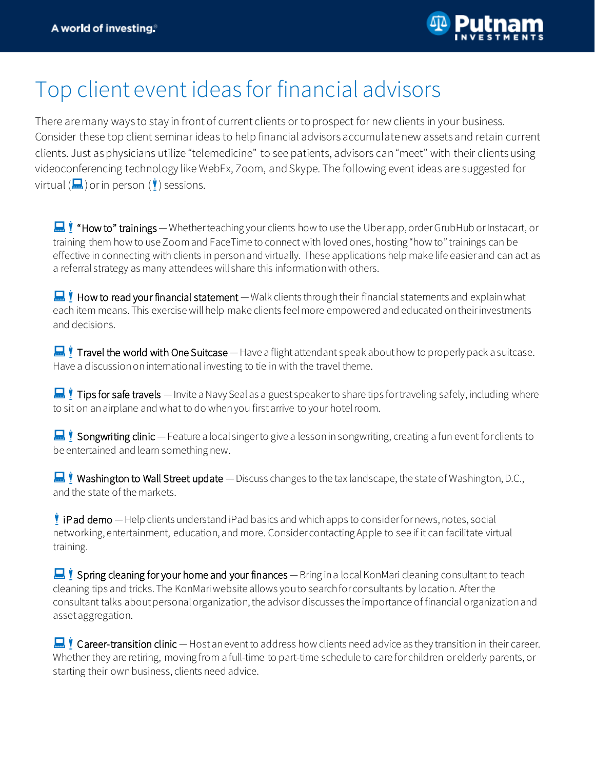A world of investing.

# Top client event ideas for financial advisors

There are many ways to stay in front of current clients or to prospect for new clients in your business. Consider these top client seminar ideas to help financial advisors accumulate new assets and retain current clients. Just as physicians utilize "telemedicine" to see patients, advisors can "meet" with their clients using videoconferencing technology like WebEx, Zoom, and Skype. The following event ideas are suggested for virtual (💻) or in person (🚹) sessions.

- 💻 🚹 **"How to" trainings** — Whether teaching your clients how to use the Uber app, order GrubHub or Instacart, or training them how to use Zoom and FaceTime to connect with loved ones, hosting "how to" trainings can be effective in connecting with clients in person and virtually. These applications help make life easier and can act as a referral strategy as many attendees will share this information with others.

- 💻 🚹 **How to read your financial statement** — Walk clients through their financial statements and explain what each item means. This exercise will help make clients feel more empowered and educated on their investments and decisions.

- 💻 🚹 **Travel the world with One Suitcase** — Have a flight attendant speak about how to properly pack a suitcase. Have a discussion on international investing to tie in with the travel theme.

- 💻 🚹 **Tips for safe travels** — Invite a Navy Seal as a guest speaker to share tips for traveling safely, including where to sit on an airplane and what to do when you first arrive to your hotel room.

- 💻 🚹 **Songwriting clinic** — Feature a local singer to give a lesson in songwriting, creating a fun event for clients to be entertained and learn something new.

- 💻 🚹 **Washington to Wall Street update** — Discuss changes to the tax landscape, the state of Washington, D.C., and the state of the markets.

- 🚹 **iPad demo** — Help clients understand iPad basics and which apps to consider for news, notes, social networking, entertainment, education, and more. Consider contacting Apple to see if it can facilitate virtual training.

- 💻 🚹 **Spring cleaning for your home and your finances** — Bring in a local KonMari cleaning consultant to teach cleaning tips and tricks. The KonMari website allows you to search for consultants by location. After the consultant talks about personal organization, the advisor discusses the importance of financial organization and asset aggregation.

- 💻 🚹 **Career-transition clinic** — Host an event to address how clients need advice as they transition in their career. Whether they are retiring, moving from a full-time to part-time schedule to care for children or elderly parents, or starting their own business, clients need advice.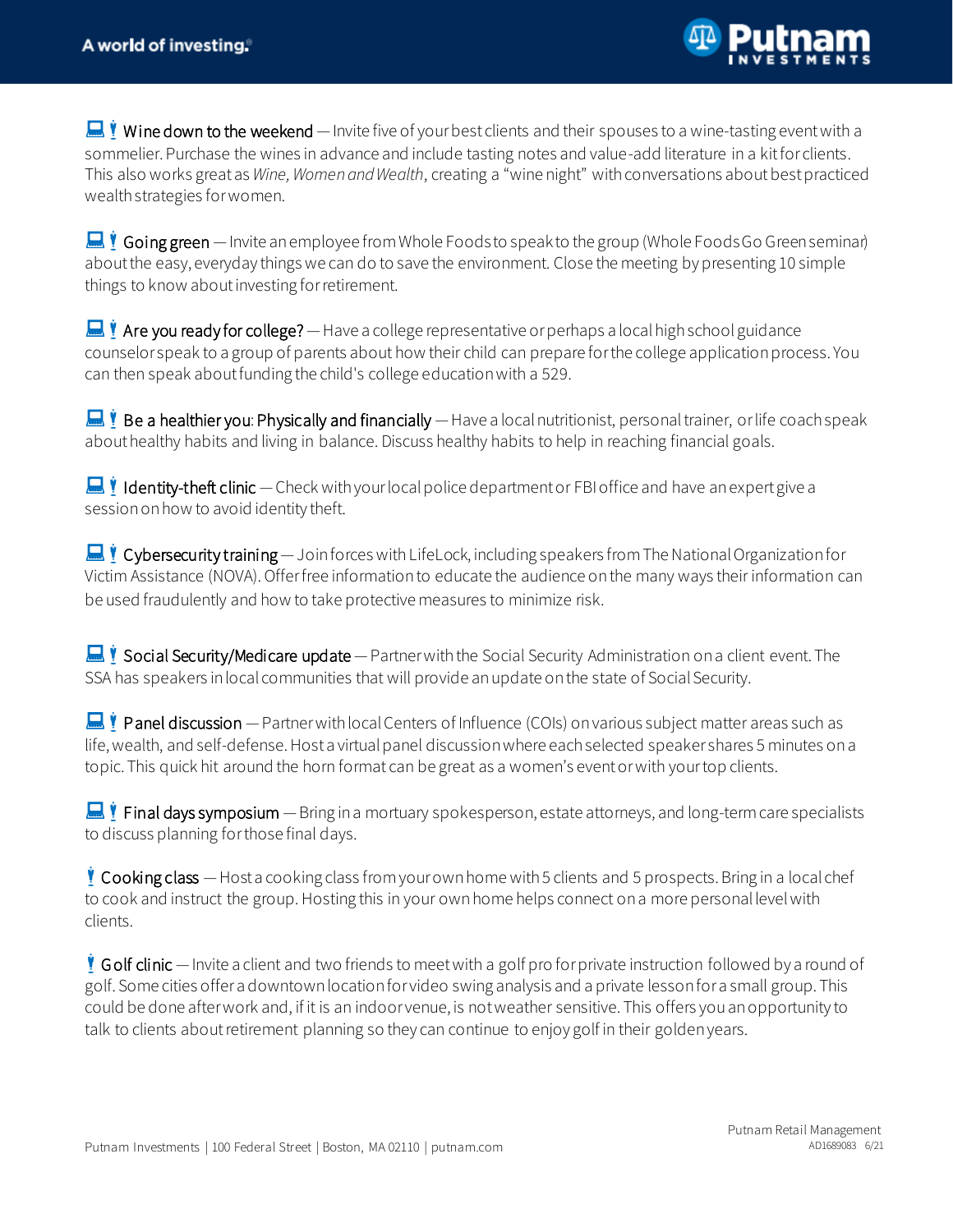**Wine down to the weekend** — Invite five of your best clients and their spouses to a wine-tasting event with a sommelier. Purchase the wines in advance and include tasting notes and value-add literature in a kit for clients. This also works great as *Wine, Women and Wealth*, creating a "wine night" with conversations about best practiced wealth strategies for women.

**Going green** — Invite an employee from Whole Foods to speak to the group (Whole Foods Go Green seminar) about the easy, everyday things we can do to save the environment. Close the meeting by presenting 10 simple things to know about investing for retirement.

**Are you ready for college?** — Have a college representative or perhaps a local high school guidance counselor speak to a group of parents about how their child can prepare for the college application process. You can then speak about funding the child's college education with a 529.

**Be a healthier you: Physically and financially** — Have a local nutritionist, personal trainer, or life coach speak about healthy habits and living in balance. Discuss healthy habits to help in reaching financial goals.

**Identity-theft clinic** — Check with your local police department or FBI office and have an expert give a session on how to avoid identity theft.

**Cybersecurity training** — Join forces with LifeLock, including speakers from The National Organization for Victim Assistance (NOVA). Offer free information to educate the audience on the many ways their information can be used fraudulently and how to take protective measures to minimize risk.

**Social Security/Medicare update** — Partner with the Social Security Administration on a client event. The SSA has speakers in local communities that will provide an update on the state of Social Security.

**Panel discussion** — Partner with local Centers of Influence (COIs) on various subject matter areas such as life, wealth, and self-defense. Host a virtual panel discussion where each selected speaker shares 5 minutes on a topic. This quick hit around the horn format can be great as a women's event or with your top clients.

**Final days symposium** — Bring in a mortuary spokesperson, estate attorneys, and long-term care specialists to discuss planning for those final days.

**Cooking class** — Host a cooking class from your own home with 5 clients and 5 prospects. Bring in a local chef to cook and instruct the group. Hosting this in your own home helps connect on a more personal level with clients.

**Golf clinic** — Invite a client and two friends to meet with a golf pro for private instruction followed by a round of golf. Some cities offer a downtown location for video swing analysis and a private lesson for a small group. This could be done after work and, if it is an indoor venue, is not weather sensitive. This offers you an opportunity to talk to clients about retirement planning so they can continue to enjoy golf in their golden years.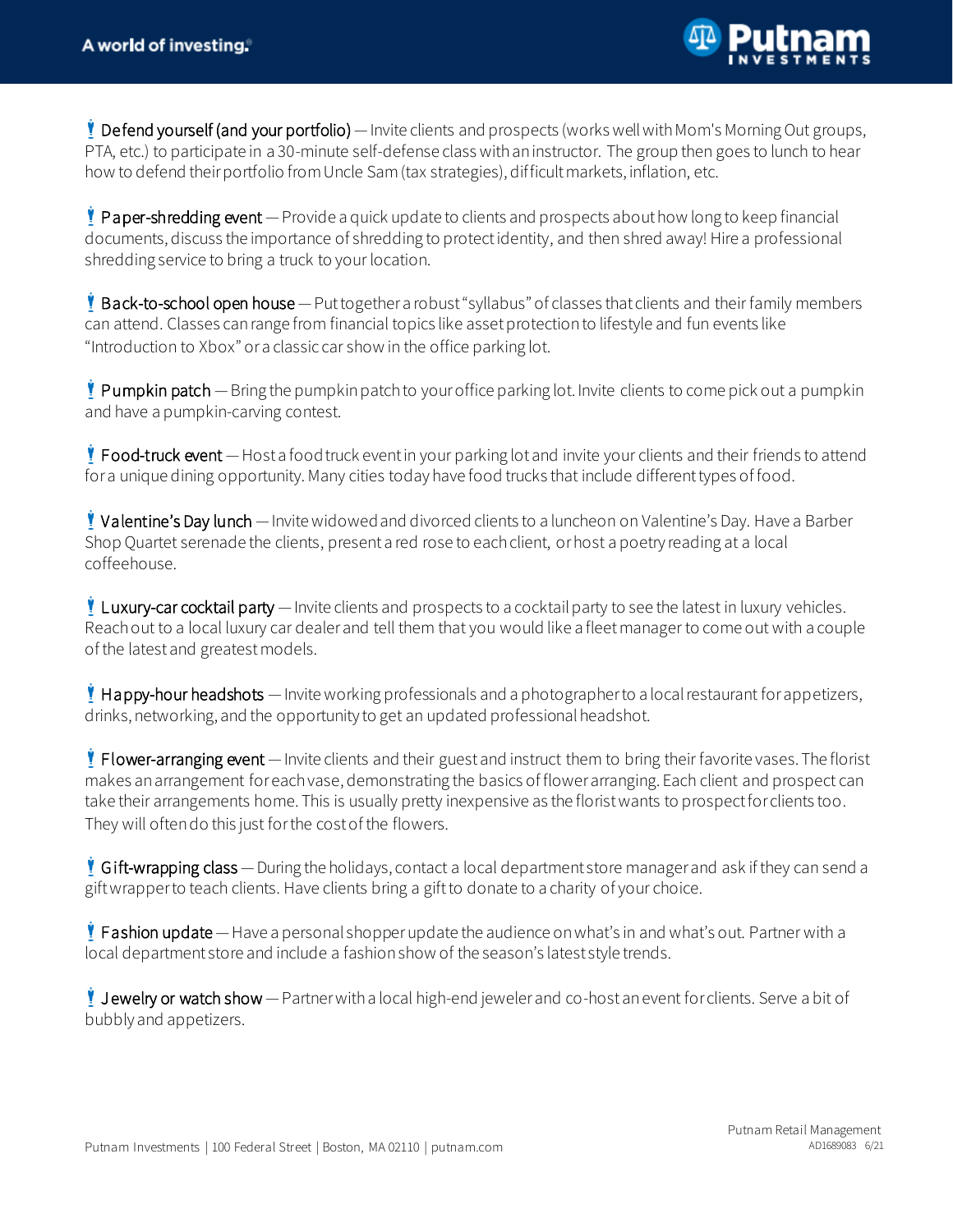- **Defend yourself (and your portfolio)** — Invite clients and prospects (works well with Mom's Morning Out groups, PTA, etc.) to participate in a 30-minute self-defense class with an instructor. The group then goes to lunch to hear how to defend their portfolio from Uncle Sam (tax strategies), difficult markets, inflation, etc.

- **Paper-shredding event** — Provide a quick update to clients and prospects about how long to keep financial documents, discuss the importance of shredding to protect identity, and then shred away! Hire a professional shredding service to bring a truck to your location.

- **Back-to-school open house** — Put together a robust "syllabus" of classes that clients and their family members can attend. Classes can range from financial topics like asset protection to lifestyle and fun events like "Introduction to Xbox" or a classic car show in the office parking lot.

- **Pumpkin patch** — Bring the pumpkin patch to your office parking lot. Invite clients to come pick out a pumpkin and have a pumpkin-carving contest.

- **Food-truck event** — Host a food truck event in your parking lot and invite your clients and their friends to attend for a unique dining opportunity. Many cities today have food trucks that include different types of food.

- **Valentine's Day lunch** — Invite widowed and divorced clients to a luncheon on Valentine's Day. Have a Barber Shop Quartet serenade the clients, present a red rose to each client, or host a poetry reading at a local coffeehouse.

- **Luxury-car cocktail party** — Invite clients and prospects to a cocktail party to see the latest in luxury vehicles. Reach out to a local luxury car dealer and tell them that you would like a fleet manager to come out with a couple of the latest and greatest models.

- **Happy-hour headshots** — Invite working professionals and a photographer to a local restaurant for appetizers, drinks, networking, and the opportunity to get an updated professional headshot.

- **Flower-arranging event** — Invite clients and their guest and instruct them to bring their favorite vases. The florist makes an arrangement for each vase, demonstrating the basics of flower arranging. Each client and prospect can take their arrangements home. This is usually pretty inexpensive as the florist wants to prospect for clients too. They will often do this just for the cost of the flowers.

- **Gift-wrapping class** — During the holidays, contact a local department store manager and ask if they can send a gift wrapper to teach clients. Have clients bring a gift to donate to a charity of your choice.

- **Fashion update** — Have a personal shopper update the audience on what's in and what's out. Partner with a local department store and include a fashion show of the season's latest style trends.

- **Jewelry or watch show** — Partner with a local high-end jeweler and co-host an event for clients. Serve a bit of bubbly and appetizers.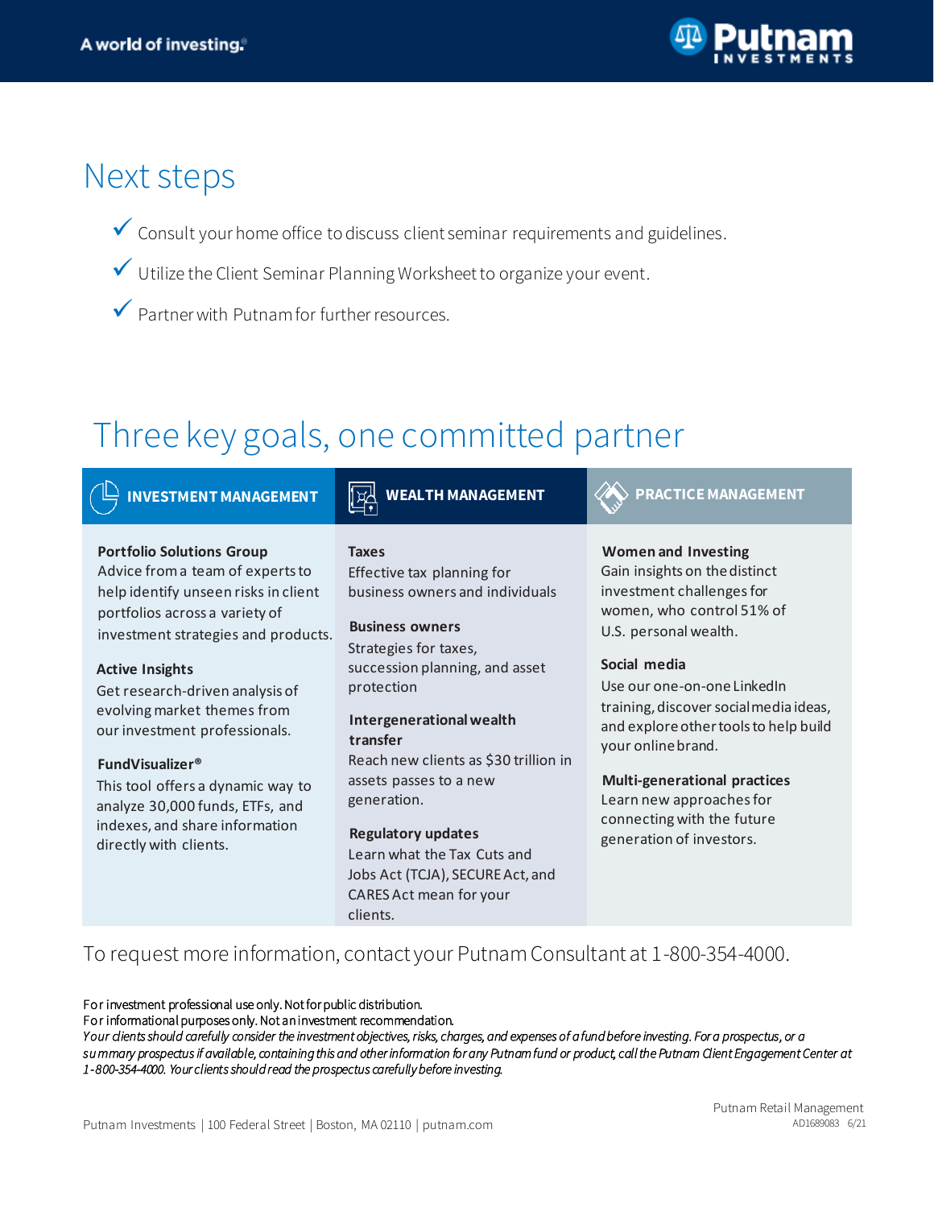# Next steps

- ✓ Consult your home office to discuss client seminar requirements and guidelines.
- ✓ Utilize the Client Seminar Planning Worksheet to organize your event.
- ✓ Partner with Putnam for further resources.

# Three key goals, one committed partner

## INVESTMENT MANAGEMENT

**Portfolio Solutions Group**
Advice from a team of experts to help identify unseen risks in client portfolios across a variety of investment strategies and products.

**Active Insights**
Get research-driven analysis of evolving market themes from our investment professionals.

**FundVisualizer®**
This tool offers a dynamic way to analyze 30,000 funds, ETFs, and indexes, and share information directly with clients.

## WEALTH MANAGEMENT

**Taxes**
Effective tax planning for business owners and individuals

**Business owners**
Strategies for taxes, succession planning, and asset protection

**Intergenerational wealth transfer**
Reach new clients as $30 trillion in assets passes to a new generation.

**Regulatory updates**
Learn what the Tax Cuts and Jobs Act (TCJA), SECURE Act, and CARES Act mean for your clients.

## PRACTICE MANAGEMENT

**Women and Investing**
Gain insights on the distinct investment challenges for women, who control 51% of U.S. personal wealth.

**Social media**
Use our one-on-one LinkedIn training, discover social media ideas, and explore other tools to help build your online brand.

**Multi-generational practices**
Learn new approaches for connecting with the future generation of investors.

To request more information, contact your Putnam Consultant at 1-800-354-4000.

For investment professional use only. Not for public distribution.
For informational purposes only. Not an investment recommendation.
*Your clients should carefully consider the investment objectives, risks, charges, and expenses of a fund before investing. For a prospectus, or a summary prospectus if available, containing this and other information for any Putnam fund or product, call the Putnam Client Engagement Center at 1-800-354-4000. Your clients should read the prospectus carefully before investing.*

Putnam Investments | 100 Federal Street | Boston, MA 02110 | putnam.com

Putnam Retail Management
AD1689083 6/21